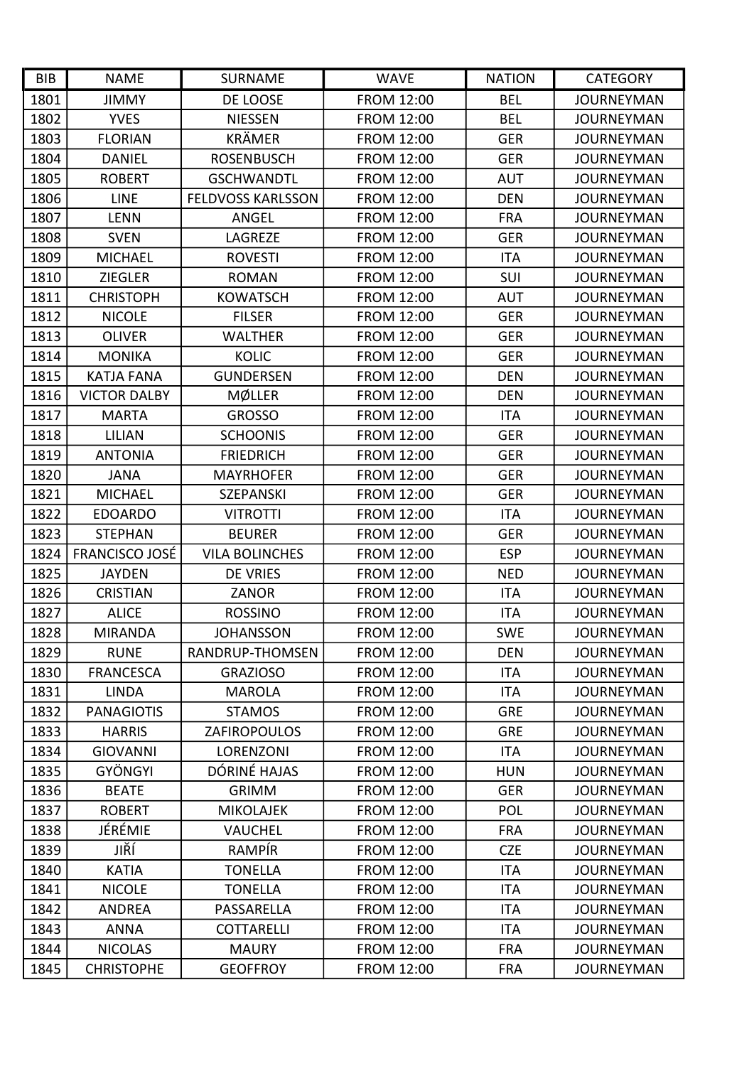| BIB | NAME | SURNAME | WAVE | NATION | CATEGORY |
|---|---|---|---|---|---|
| 1801 | JIMMY | DE LOOSE | FROM 12:00 | BEL | JOURNEYMAN |
| 1802 | YVES | NIESSEN | FROM 12:00 | BEL | JOURNEYMAN |
| 1803 | FLORIAN | KRÄMER | FROM 12:00 | GER | JOURNEYMAN |
| 1804 | DANIEL | ROSENBUSCH | FROM 12:00 | GER | JOURNEYMAN |
| 1805 | ROBERT | GSCHWANDTL | FROM 12:00 | AUT | JOURNEYMAN |
| 1806 | LINE | FELDVOSS KARLSSON | FROM 12:00 | DEN | JOURNEYMAN |
| 1807 | LENN | ANGEL | FROM 12:00 | FRA | JOURNEYMAN |
| 1808 | SVEN | LAGREZE | FROM 12:00 | GER | JOURNEYMAN |
| 1809 | MICHAEL | ROVESTI | FROM 12:00 | ITA | JOURNEYMAN |
| 1810 | ZIEGLER | ROMAN | FROM 12:00 | SUI | JOURNEYMAN |
| 1811 | CHRISTOPH | KOWATSCH | FROM 12:00 | AUT | JOURNEYMAN |
| 1812 | NICOLE | FILSER | FROM 12:00 | GER | JOURNEYMAN |
| 1813 | OLIVER | WALTHER | FROM 12:00 | GER | JOURNEYMAN |
| 1814 | MONIKA | KOLIC | FROM 12:00 | GER | JOURNEYMAN |
| 1815 | KATJA FANA | GUNDERSEN | FROM 12:00 | DEN | JOURNEYMAN |
| 1816 | VICTOR DALBY | MØLLER | FROM 12:00 | DEN | JOURNEYMAN |
| 1817 | MARTA | GROSSO | FROM 12:00 | ITA | JOURNEYMAN |
| 1818 | LILIAN | SCHOONIS | FROM 12:00 | GER | JOURNEYMAN |
| 1819 | ANTONIA | FRIEDRICH | FROM 12:00 | GER | JOURNEYMAN |
| 1820 | JANA | MAYRHOFER | FROM 12:00 | GER | JOURNEYMAN |
| 1821 | MICHAEL | SZEPANSKI | FROM 12:00 | GER | JOURNEYMAN |
| 1822 | EDOARDO | VITROTTI | FROM 12:00 | ITA | JOURNEYMAN |
| 1823 | STEPHAN | BEURER | FROM 12:00 | GER | JOURNEYMAN |
| 1824 | FRANCISCO JOSÉ | VILA BOLINCHES | FROM 12:00 | ESP | JOURNEYMAN |
| 1825 | JAYDEN | DE VRIES | FROM 12:00 | NED | JOURNEYMAN |
| 1826 | CRISTIAN | ZANOR | FROM 12:00 | ITA | JOURNEYMAN |
| 1827 | ALICE | ROSSINO | FROM 12:00 | ITA | JOURNEYMAN |
| 1828 | MIRANDA | JOHANSSON | FROM 12:00 | SWE | JOURNEYMAN |
| 1829 | RUNE | RANDRUP-THOMSEN | FROM 12:00 | DEN | JOURNEYMAN |
| 1830 | FRANCESCA | GRAZIOSO | FROM 12:00 | ITA | JOURNEYMAN |
| 1831 | LINDA | MAROLA | FROM 12:00 | ITA | JOURNEYMAN |
| 1832 | PANAGIOTIS | STAMOS | FROM 12:00 | GRE | JOURNEYMAN |
| 1833 | HARRIS | ZAFIROPOULOS | FROM 12:00 | GRE | JOURNEYMAN |
| 1834 | GIOVANNI | LORENZONI | FROM 12:00 | ITA | JOURNEYMAN |
| 1835 | GYÖNGYI | DÓRINÉ HAJAS | FROM 12:00 | HUN | JOURNEYMAN |
| 1836 | BEATE | GRIMM | FROM 12:00 | GER | JOURNEYMAN |
| 1837 | ROBERT | MIKOLAJEK | FROM 12:00 | POL | JOURNEYMAN |
| 1838 | JÉRÉMIE | VAUCHEL | FROM 12:00 | FRA | JOURNEYMAN |
| 1839 | JIŘÍ | RAMPÍR | FROM 12:00 | CZE | JOURNEYMAN |
| 1840 | KATIA | TONELLA | FROM 12:00 | ITA | JOURNEYMAN |
| 1841 | NICOLE | TONELLA | FROM 12:00 | ITA | JOURNEYMAN |
| 1842 | ANDREA | PASSARELLA | FROM 12:00 | ITA | JOURNEYMAN |
| 1843 | ANNA | COTTARELLI | FROM 12:00 | ITA | JOURNEYMAN |
| 1844 | NICOLAS | MAURY | FROM 12:00 | FRA | JOURNEYMAN |
| 1845 | CHRISTOPHE | GEOFFROY | FROM 12:00 | FRA | JOURNEYMAN |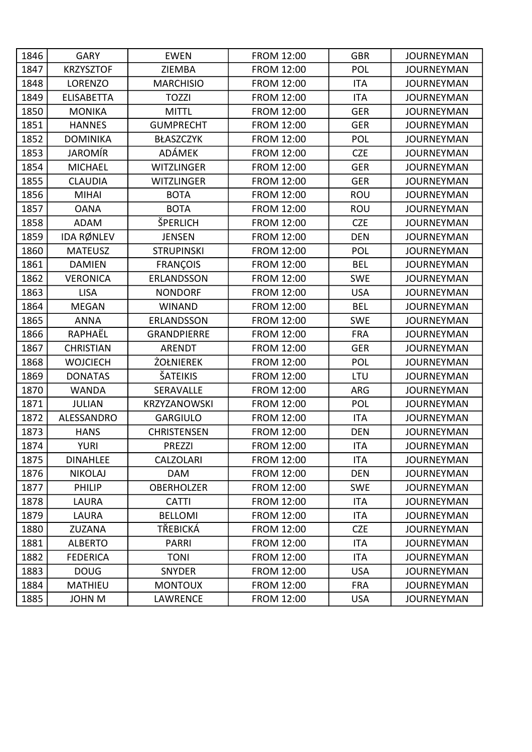| | | | | | |
|---|---|---|---|---|---|
| 1846 | GARY | EWEN | FROM 12:00 | GBR | JOURNEYMAN |
| 1847 | KRZYSZTOF | ZIEMBA | FROM 12:00 | POL | JOURNEYMAN |
| 1848 | LORENZO | MARCHISIO | FROM 12:00 | ITA | JOURNEYMAN |
| 1849 | ELISABETTA | TOZZI | FROM 12:00 | ITA | JOURNEYMAN |
| 1850 | MONIKA | MITTL | FROM 12:00 | GER | JOURNEYMAN |
| 1851 | HANNES | GUMPRECHT | FROM 12:00 | GER | JOURNEYMAN |
| 1852 | DOMINIKA | BŁASZCZYK | FROM 12:00 | POL | JOURNEYMAN |
| 1853 | JAROMÍR | ADÁMEK | FROM 12:00 | CZE | JOURNEYMAN |
| 1854 | MICHAEL | WITZLINGER | FROM 12:00 | GER | JOURNEYMAN |
| 1855 | CLAUDIA | WITZLINGER | FROM 12:00 | GER | JOURNEYMAN |
| 1856 | MIHAI | BOTA | FROM 12:00 | ROU | JOURNEYMAN |
| 1857 | OANA | BOTA | FROM 12:00 | ROU | JOURNEYMAN |
| 1858 | ADAM | ŠPERLICH | FROM 12:00 | CZE | JOURNEYMAN |
| 1859 | IDA RØNLEV | JENSEN | FROM 12:00 | DEN | JOURNEYMAN |
| 1860 | MATEUSZ | STRUPINSKI | FROM 12:00 | POL | JOURNEYMAN |
| 1861 | DAMIEN | FRANÇOIS | FROM 12:00 | BEL | JOURNEYMAN |
| 1862 | VERONICA | ERLANDSSON | FROM 12:00 | SWE | JOURNEYMAN |
| 1863 | LISA | NONDORF | FROM 12:00 | USA | JOURNEYMAN |
| 1864 | MEGAN | WINAND | FROM 12:00 | BEL | JOURNEYMAN |
| 1865 | ANNA | ERLANDSSON | FROM 12:00 | SWE | JOURNEYMAN |
| 1866 | RAPHAËL | GRANDPIERRE | FROM 12:00 | FRA | JOURNEYMAN |
| 1867 | CHRISTIAN | ARENDT | FROM 12:00 | GER | JOURNEYMAN |
| 1868 | WOJCIECH | ŻOŁNIEREK | FROM 12:00 | POL | JOURNEYMAN |
| 1869 | DONATAS | ŠATEIKIS | FROM 12:00 | LTU | JOURNEYMAN |
| 1870 | WANDA | SERAVALLE | FROM 12:00 | ARG | JOURNEYMAN |
| 1871 | JULIAN | KRZYZANOWSKI | FROM 12:00 | POL | JOURNEYMAN |
| 1872 | ALESSANDRO | GARGIULO | FROM 12:00 | ITA | JOURNEYMAN |
| 1873 | HANS | CHRISTENSEN | FROM 12:00 | DEN | JOURNEYMAN |
| 1874 | YURI | PREZZI | FROM 12:00 | ITA | JOURNEYMAN |
| 1875 | DINAHLEE | CALZOLARI | FROM 12:00 | ITA | JOURNEYMAN |
| 1876 | NIKOLAJ | DAM | FROM 12:00 | DEN | JOURNEYMAN |
| 1877 | PHILIP | OBERHOLZER | FROM 12:00 | SWE | JOURNEYMAN |
| 1878 | LAURA | CATTI | FROM 12:00 | ITA | JOURNEYMAN |
| 1879 | LAURA | BELLOMI | FROM 12:00 | ITA | JOURNEYMAN |
| 1880 | ZUZANA | TŘEBICKÁ | FROM 12:00 | CZE | JOURNEYMAN |
| 1881 | ALBERTO | PARRI | FROM 12:00 | ITA | JOURNEYMAN |
| 1882 | FEDERICA | TONI | FROM 12:00 | ITA | JOURNEYMAN |
| 1883 | DOUG | SNYDER | FROM 12:00 | USA | JOURNEYMAN |
| 1884 | MATHIEU | MONTOUX | FROM 12:00 | FRA | JOURNEYMAN |
| 1885 | JOHN M | LAWRENCE | FROM 12:00 | USA | JOURNEYMAN |